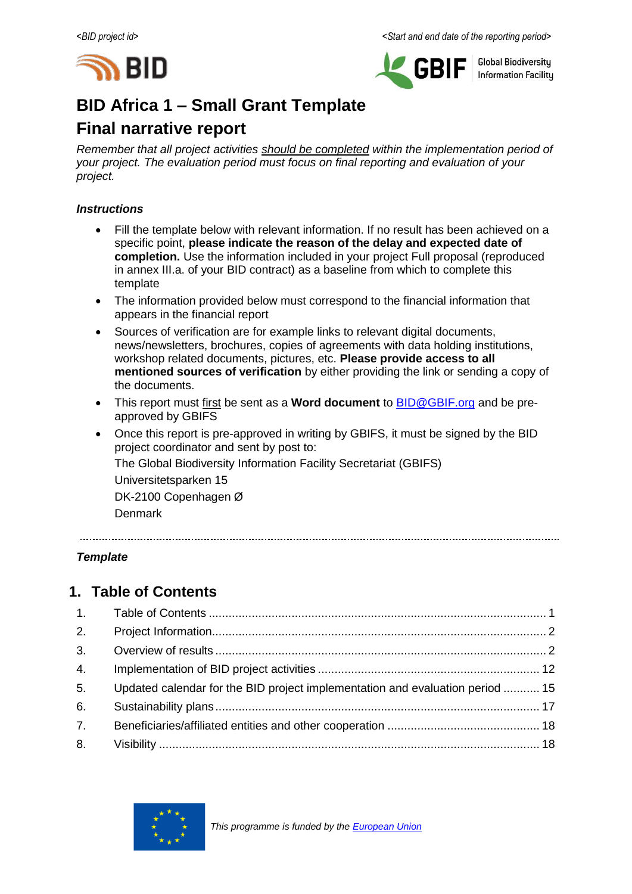*<BID project id>* *<Start and end date of the reporting period>*

# BID Africa 1 – Small Grant Template

# Final narrative report

*Remember that all project activities should be completed within the implementation period of your project. The evaluation period must focus on final reporting and evaluation of your project.*

***Instructions***

- Fill the template below with relevant information. If no result has been achieved on a specific point, **please indicate the reason of the delay and expected date of completion.** Use the information included in your project Full proposal (reproduced in annex III.a. of your BID contract) as a baseline from which to complete this template
- The information provided below must correspond to the financial information that appears in the financial report
- Sources of verification are for example links to relevant digital documents, news/newsletters, brochures, copies of agreements with data holding institutions, workshop related documents, pictures, etc. **Please provide access to all mentioned sources of verification** by either providing the link or sending a copy of the documents.
- This report must first be sent as a **Word document** to BID@GBIF.org and be pre-approved by GBIFS
- Once this report is pre-approved in writing by GBIFS, it must be signed by the BID project coordinator and sent by post to:

  The Global Biodiversity Information Facility Secretariat (GBIFS)

  Universitetsparken 15

  DK-2100 Copenhagen Ø

  Denmark

---

***Template***

## 1. Table of Contents

1. Table of Contents ..... 1
2. Project Information ..... 2
3. Overview of results ..... 2
4. Implementation of BID project activities ..... 12
5. Updated calendar for the BID project implementation and evaluation period ..... 15
6. Sustainability plans ..... 17
7. Beneficiaries/affiliated entities and other cooperation ..... 18
8. Visibility ..... 18

*This programme is funded by the European Union*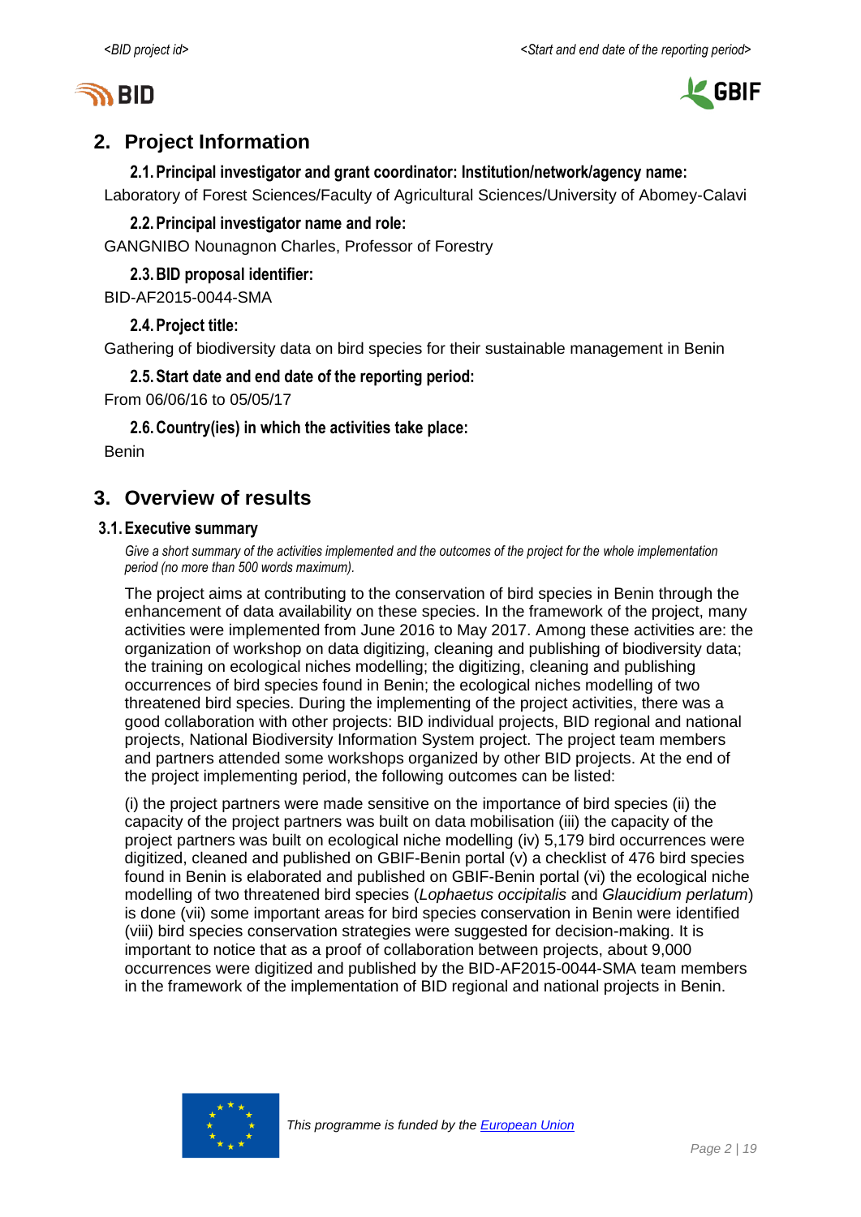## 2. Project Information

### 2.1. Principal investigator and grant coordinator: Institution/network/agency name:

Laboratory of Forest Sciences/Faculty of Agricultural Sciences/University of Abomey-Calavi

### 2.2. Principal investigator name and role:

GANGNIBO Nounagnon Charles, Professor of Forestry

### 2.3. BID proposal identifier:

BID-AF2015-0044-SMA

### 2.4. Project title:

Gathering of biodiversity data on bird species for their sustainable management in Benin

### 2.5. Start date and end date of the reporting period:

From 06/06/16 to 05/05/17

### 2.6. Country(ies) in which the activities take place:

Benin

## 3. Overview of results

### 3.1. Executive summary

*Give a short summary of the activities implemented and the outcomes of the project for the whole implementation period (no more than 500 words maximum).*

The project aims at contributing to the conservation of bird species in Benin through the enhancement of data availability on these species. In the framework of the project, many activities were implemented from June 2016 to May 2017. Among these activities are: the organization of workshop on data digitizing, cleaning and publishing of biodiversity data; the training on ecological niches modelling; the digitizing, cleaning and publishing occurrences of bird species found in Benin; the ecological niches modelling of two threatened bird species. During the implementing of the project activities, there was a good collaboration with other projects: BID individual projects, BID regional and national projects, National Biodiversity Information System project. The project team members and partners attended some workshops organized by other BID projects. At the end of the project implementing period, the following outcomes can be listed:

(i) the project partners were made sensitive on the importance of bird species (ii) the capacity of the project partners was built on data mobilisation (iii) the capacity of the project partners was built on ecological niche modelling (iv) 5,179 bird occurrences were digitized, cleaned and published on GBIF-Benin portal (v) a checklist of 476 bird species found in Benin is elaborated and published on GBIF-Benin portal (vi) the ecological niche modelling of two threatened bird species (*Lophaetus occipitalis* and *Glaucidium perlatum*) is done (vii) some important areas for bird species conservation in Benin were identified (viii) bird species conservation strategies were suggested for decision-making. It is important to notice that as a proof of collaboration between projects, about 9,000 occurrences were digitized and published by the BID-AF2015-0044-SMA team members in the framework of the implementation of BID regional and national projects in Benin.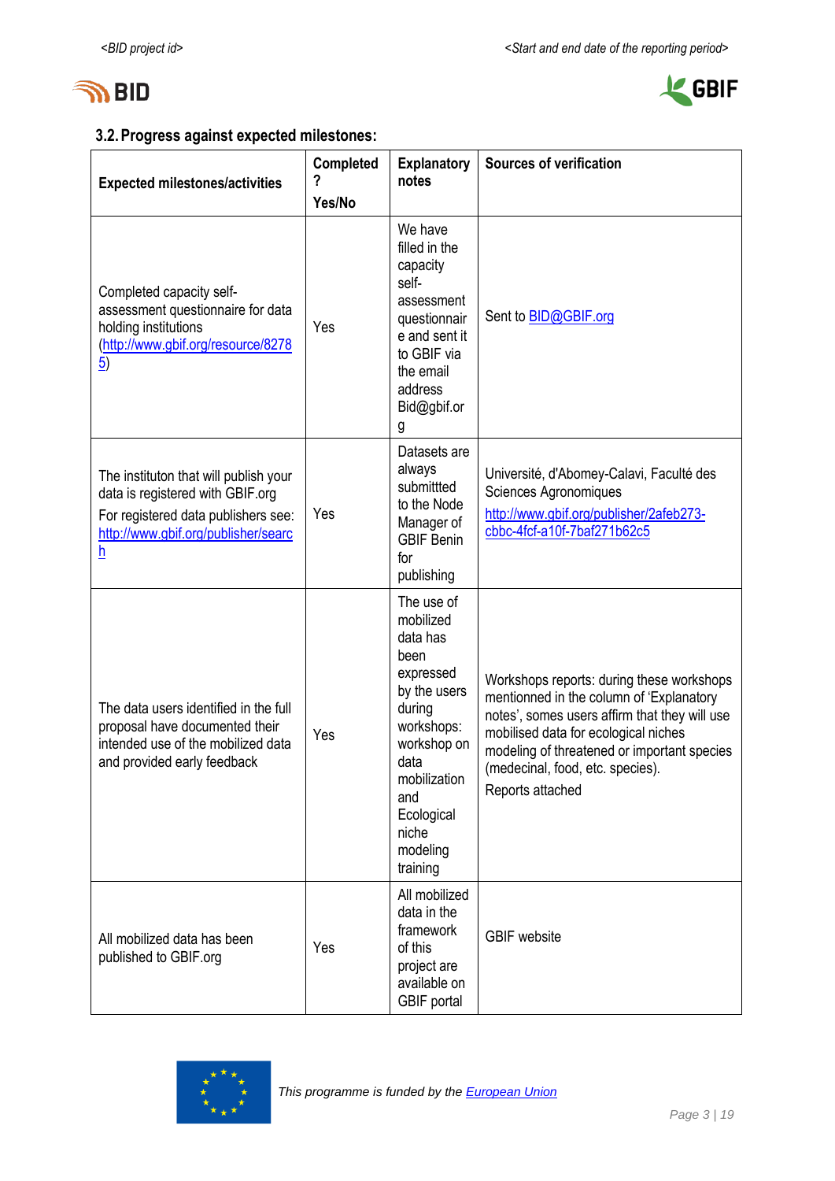### 3.2. Progress against expected milestones:

| Expected milestones/activities | Completed ? Yes/No | Explanatory notes | Sources of verification |
|---|---|---|---|
| Completed capacity self-assessment questionnaire for data holding institutions (http://www.gbif.org/resource/82785) | Yes | We have filled in the capacity self-assessment questionnaire and sent it to GBIF via the email address Bid@gbif.org | Sent to BID@GBIF.org |
| The instituton that will publish your data is registered with GBIF.org<br>For registered data publishers see: http://www.gbif.org/publisher/search | Yes | Datasets are always submittted to the Node Manager of GBIF Benin for publishing | Université, d'Abomey-Calavi, Faculté des Sciences Agronomiques<br>http://www.gbif.org/publisher/2afeb273-cbbc-4fcf-a10f-7baf271b62c5 |
| The data users identified in the full proposal have documented their intended use of the mobilized data and provided early feedback | Yes | The use of mobilized data has been expressed by the users during workshops: workshop on data mobilization and Ecological niche modeling training | Workshops reports: during these workshops mentionned in the column of 'Explanatory notes', somes users affirm that they will use mobilised data for ecological niches modeling of threatened or important species (medecinal, food, etc. species).<br>Reports attached |
| All mobilized data has been published to GBIF.org | Yes | All mobilized data in the framework of this project are available on GBIF portal | GBIF website |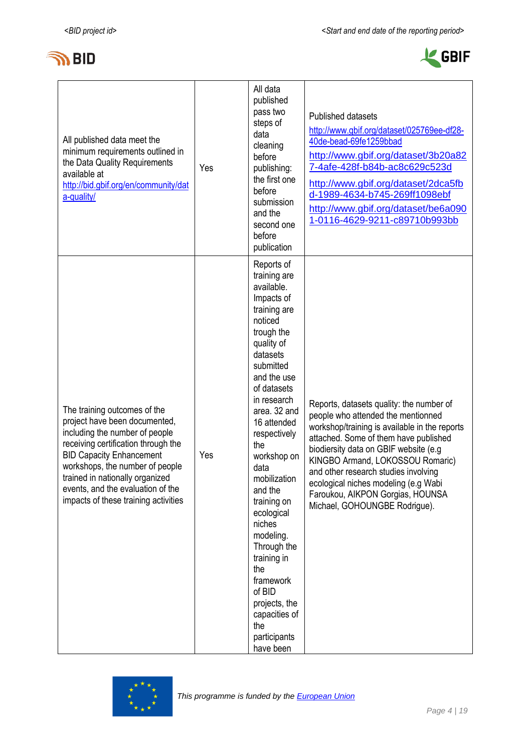| | | | |
|---|---|---|---|
| All published data meet the minimum requirements outlined in the Data Quality Requirements available at http://bid.gbif.org/en/community/data-quality/ | Yes | All data published pass two steps of data cleaning before publishing: the first one before submission and the second one before publication | Published datasets http://www.gbif.org/dataset/025769ee-df28-40de-bead-69fe1259bbad http://www.gbif.org/dataset/3b20a827-4afe-428f-b84b-ac8c629c523d http://www.gbif.org/dataset/2dca5fbd-1989-4634-b745-269ff1098ebf http://www.gbif.org/dataset/be6a0901-0116-4629-9211-c89710b993bb |
| The training outcomes of the project have been documented, including the number of people receiving certification through the BID Capacity Enhancement workshops, the number of people trained in nationally organized events, and the evaluation of the impacts of these training activities | Yes | Reports of training are available. Impacts of training are noticed trough the quality of datasets submitted and the use of datasets in research area. 32 and 16 attended respectively the workshop on data mobilization and the training on ecological niches modeling. Through the training in the framework of BID projects, the capacities of the participants have been | Reports, datasets quality: the number of people who attended the mentionned workshop/training is available in the reports attached. Some of them have published biodiersity data on GBIF website (e.g KINGBO Armand, LOKOSSOU Romaric) and other research studies involving ecological niches modeling (e.g Wabi Faroukou, AIKPON Gorgias, HOUNSA Michael, GOHOUNGBE Rodrigue). |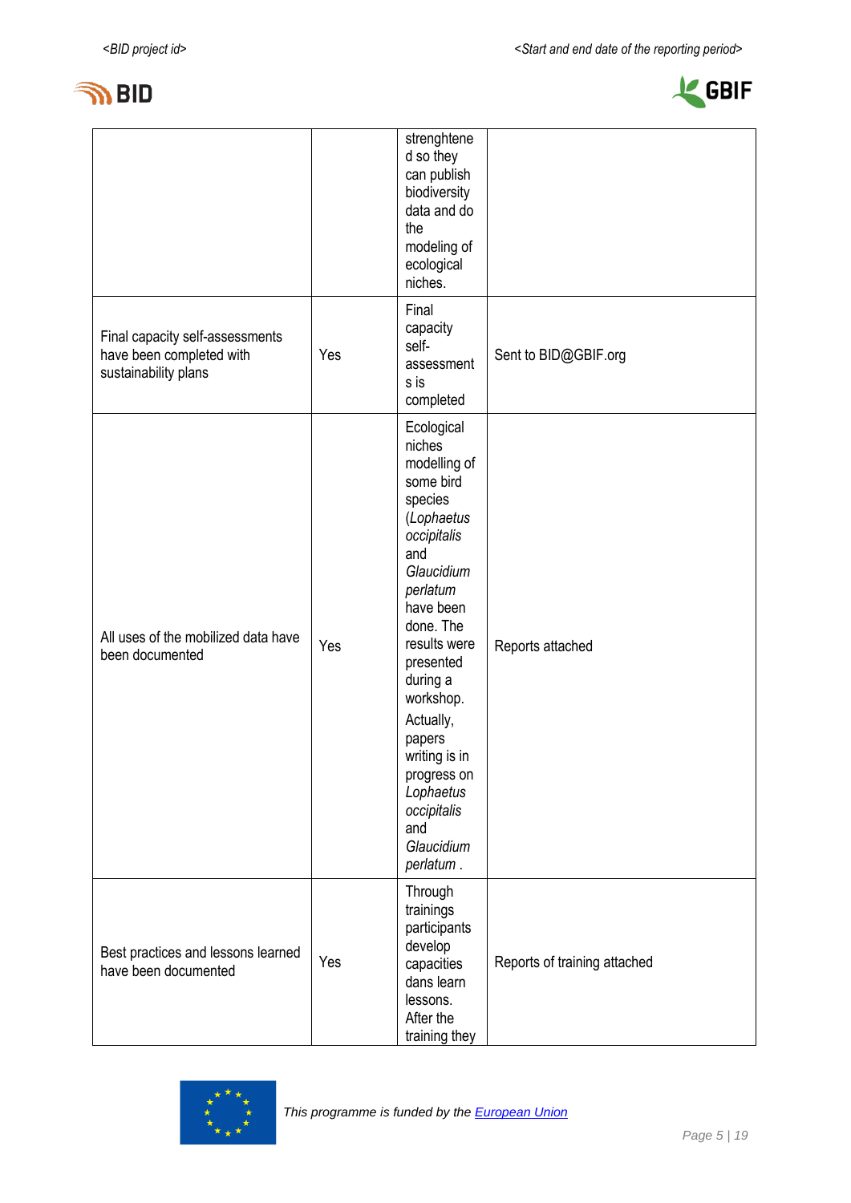| | | | |
|---|---|---|---|
| | | strenghtened so they can publish biodiversity data and do the modeling of ecological niches. | |
| Final capacity self-assessments have been completed with sustainability plans | Yes | Final capacity self-assessments is completed | Sent to BID@GBIF.org |
| All uses of the mobilized data have been documented | Yes | Ecological niches modelling of some bird species (*Lophaetus occipitalis* and *Glaucidium perlatum* have been done. The results were presented during a workshop. Actually, papers writing is in progress on *Lophaetus occipitalis* and *Glaucidium perlatum* . | Reports attached |
| Best practices and lessons learned have been documented | Yes | Through trainings participants develop capacities dans learn lessons. After the training they | Reports of training attached |

*This programme is funded by the European Union*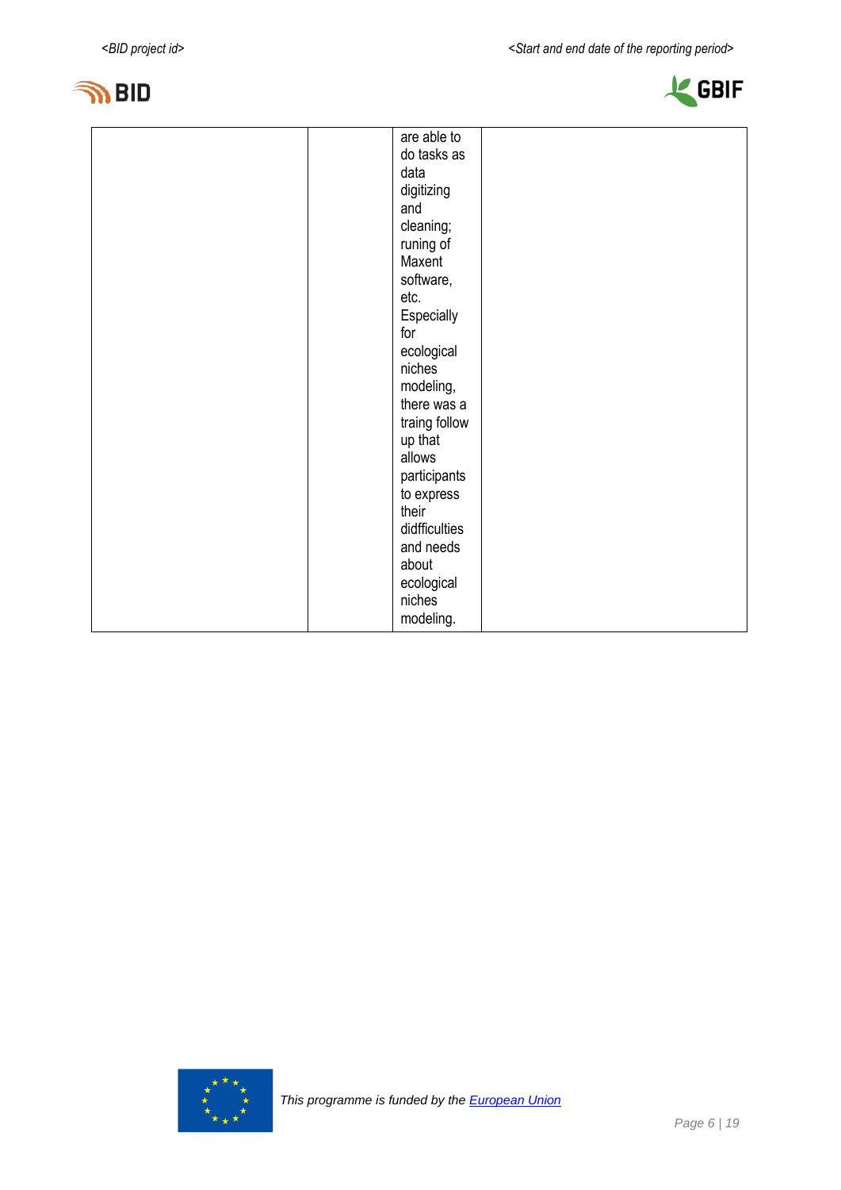|  |  | are able to do tasks as data digitizing and cleaning; runing of Maxent software, etc. Especially for ecological niches modeling, there was a traing follow up that allows participants to express their didfficulties and needs about ecological niches modeling. |  |
|---|---|---|---|

This programme is funded by the European Union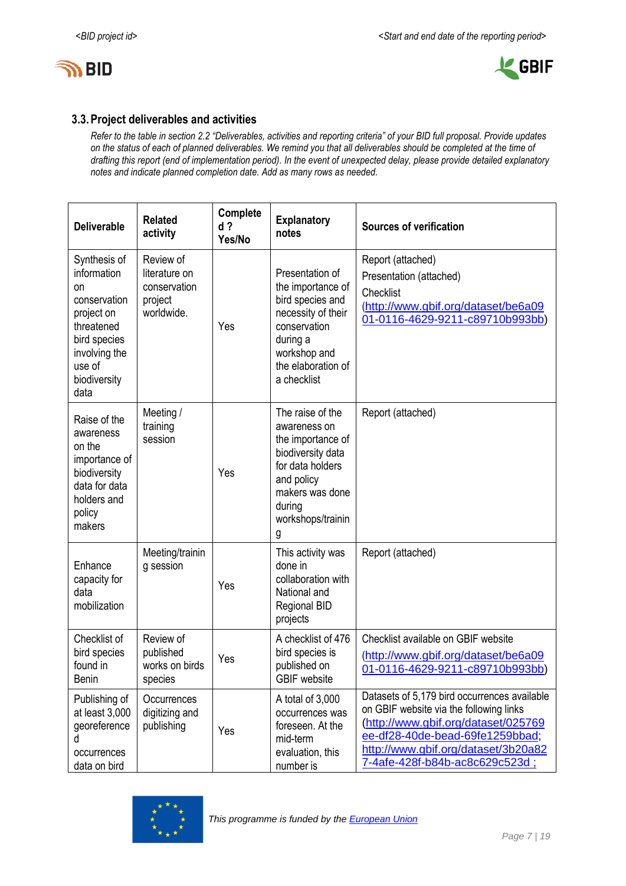### 3.3. Project deliverables and activities

*Refer to the table in section 2.2 "Deliverables, activities and reporting criteria" of your BID full proposal. Provide updates on the status of each of planned deliverables. We remind you that all deliverables should be completed at the time of drafting this report (end of implementation period). In the event of unexpected delay, please provide detailed explanatory notes and indicate planned completion date. Add as many rows as needed.*

| Deliverable | Related activity | Completed ? Yes/No | Explanatory notes | Sources of verification |
|---|---|---|---|---|
| Synthesis of information on conservation project on threatened bird species involving the use of biodiversity data | Review of literature on conservation project worldwide. | Yes | Presentation of the importance of bird species and necessity of their conservation during a workshop and the elaboration of a checklist | Report (attached)<br>Presentation (attached)<br>Checklist (http://www.gbif.org/dataset/be6a0901-0116-4629-9211-c89710b993bb) |
| Raise of the awareness on the importance of biodiversity data for data holders and policy makers | Meeting / training session | Yes | The raise of the awareness on the importance of biodiversity data for data holders and policy makers was done during workshops/training | Report (attached) |
| Enhance capacity for data mobilization | Meeting/training session | Yes | This activity was done in collaboration with National and Regional BID projects | Report (attached) |
| Checklist of bird species found in Benin | Review of published works on birds species | Yes | A checklist of 476 bird species is published on GBIF website | Checklist available on GBIF website (http://www.gbif.org/dataset/be6a0901-0116-4629-9211-c89710b993bb) |
| Publishing of at least 3,000 georeferenced occurrences data on bird | Occurrences digitizing and publishing | Yes | A total of 3,000 occurrences was foreseen. At the mid-term evaluation, this number is | Datasets of 5,179 bird occurrences available on GBIF website via the following links (http://www.gbif.org/dataset/025769ee-df28-40de-bead-69fe1259bbad; http://www.gbif.org/dataset/3b20a827-4afe-428f-b84b-ac8c629c523d ; |

*This programme is funded by the European Union*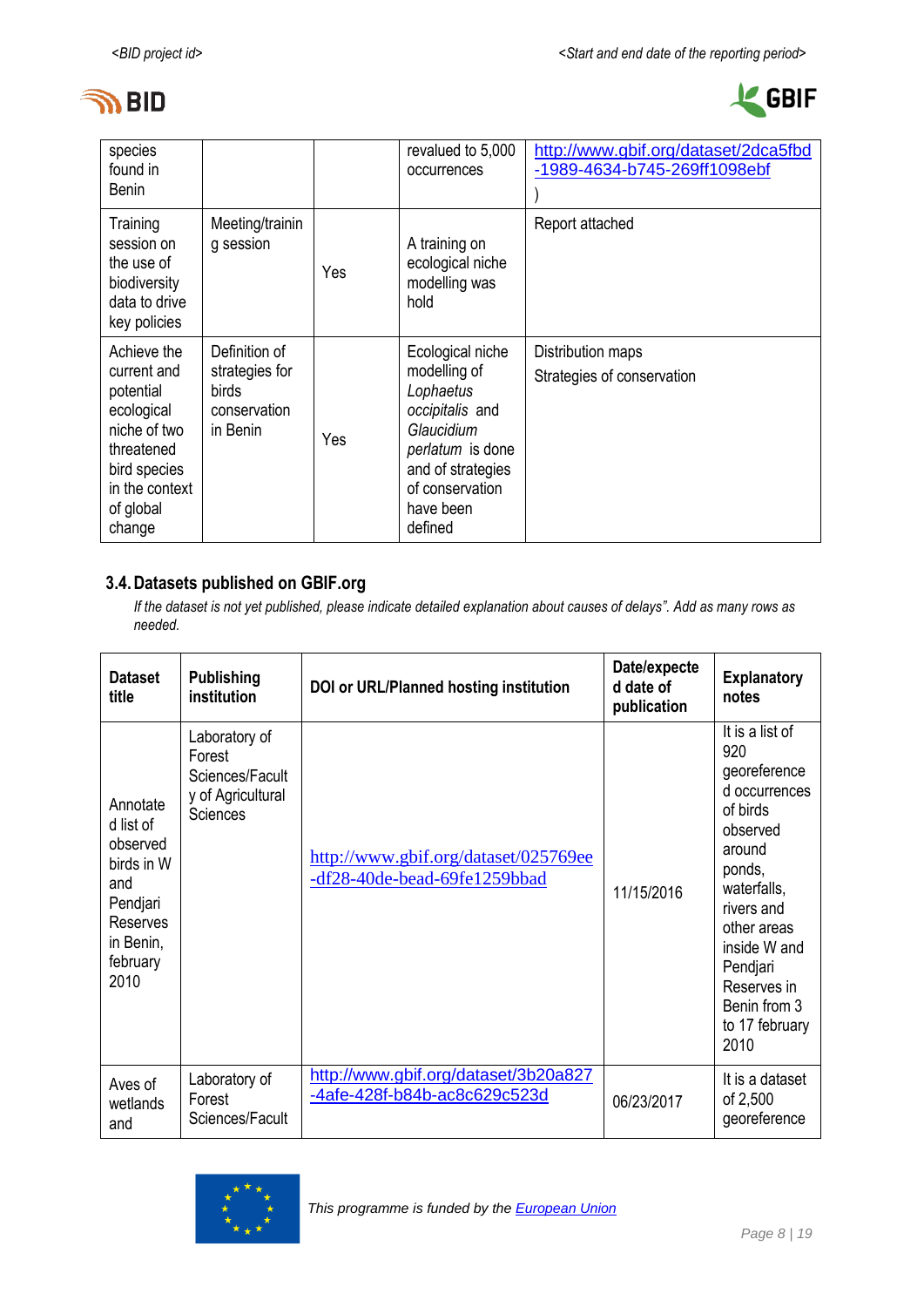| | | | | |
|---|---|---|---|---|
| species found in Benin | | | revalued to 5,000 occurrences | [http://www.gbif.org/dataset/2dca5fbd-1989-4634-b745-269ff1098ebf](http://www.gbif.org/dataset/2dca5fbd-1989-4634-b745-269ff1098ebf)) |
| Training session on the use of biodiversity data to drive key policies | Meeting/training session | Yes | A training on ecological niche modelling was hold | Report attached |
| Achieve the current and potential ecological niche of two threatened bird species in the context of global change | Definition of strategies for birds conservation in Benin | Yes | Ecological niche modelling of *Lophaetus occipitalis* and *Glaucidium perlatum* is done and of strategies of conservation have been defined | Distribution maps<br>Strategies of conservation |

### 3.4. Datasets published on GBIF.org

*If the dataset is not yet published, please indicate detailed explanation about causes of delays". Add as many rows as needed.*

| Dataset title | Publishing institution | DOI or URL/Planned hosting institution | Date/expected date of publication | Explanatory notes |
|---|---|---|---|---|
| Annotated list of observed birds in W and Pendjari Reserves in Benin, february 2010 | Laboratory of Forest Sciences/Faculty of Agricultural Sciences | [http://www.gbif.org/dataset/025769ee-df28-40de-bead-69fe1259bbad](http://www.gbif.org/dataset/025769ee-df28-40de-bead-69fe1259bbad) | 11/15/2016 | It is a list of 920 georeferenced occurrences of birds observed around ponds, waterfalls, rivers and other areas inside W and Pendjari Reserves in Benin from 3 to 17 february 2010 |
| Aves of wetlands and | Laboratory of Forest Sciences/Facult | [http://www.gbif.org/dataset/3b20a827-4afe-428f-b84b-ac8c629c523d](http://www.gbif.org/dataset/3b20a827-4afe-428f-b84b-ac8c629c523d) | 06/23/2017 | It is a dataset of 2,500 georeference |

This programme is funded by the [European Union](#)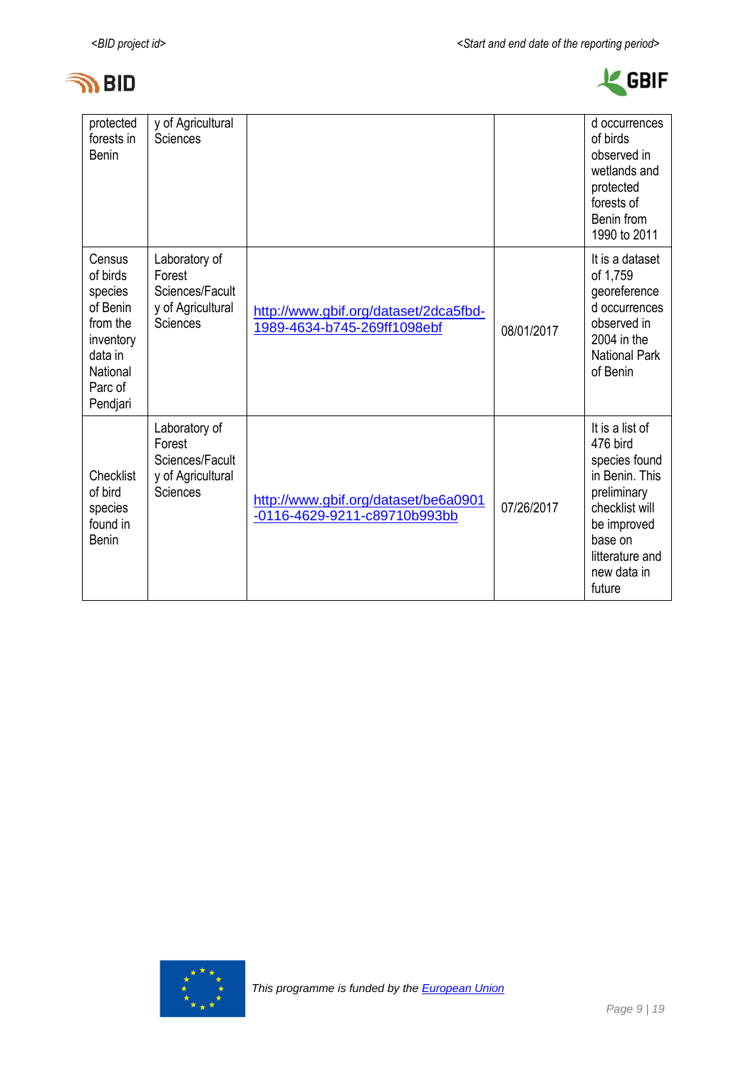| | | | | |
|---|---|---|---|---|
| protected forests in Benin | y of Agricultural Sciences | | | d occurrences of birds observed in wetlands and protected forests of Benin from 1990 to 2011 |
| Census of birds species of Benin from the inventory data in National Parc of Pendjari | Laboratory of Forest Sciences/Faculty of Agricultural Sciences | [http://www.gbif.org/dataset/2dca5fbd-1989-4634-b745-269ff1098ebf](http://www.gbif.org/dataset/2dca5fbd-1989-4634-b745-269ff1098ebf) | 08/01/2017 | It is a dataset of 1,759 georeferenced occurrences observed in 2004 in the National Park of Benin |
| Checklist of bird species found in Benin | Laboratory of Forest Sciences/Faculty of Agricultural Sciences | [http://www.gbif.org/dataset/be6a0901-0116-4629-9211-c89710b993bb](http://www.gbif.org/dataset/be6a0901-0116-4629-9211-c89710b993bb) | 07/26/2017 | It is a list of 476 bird species found in Benin. This preliminary checklist will be improved base on litterature and new data in future |

*This programme is funded by the [European Union](#)*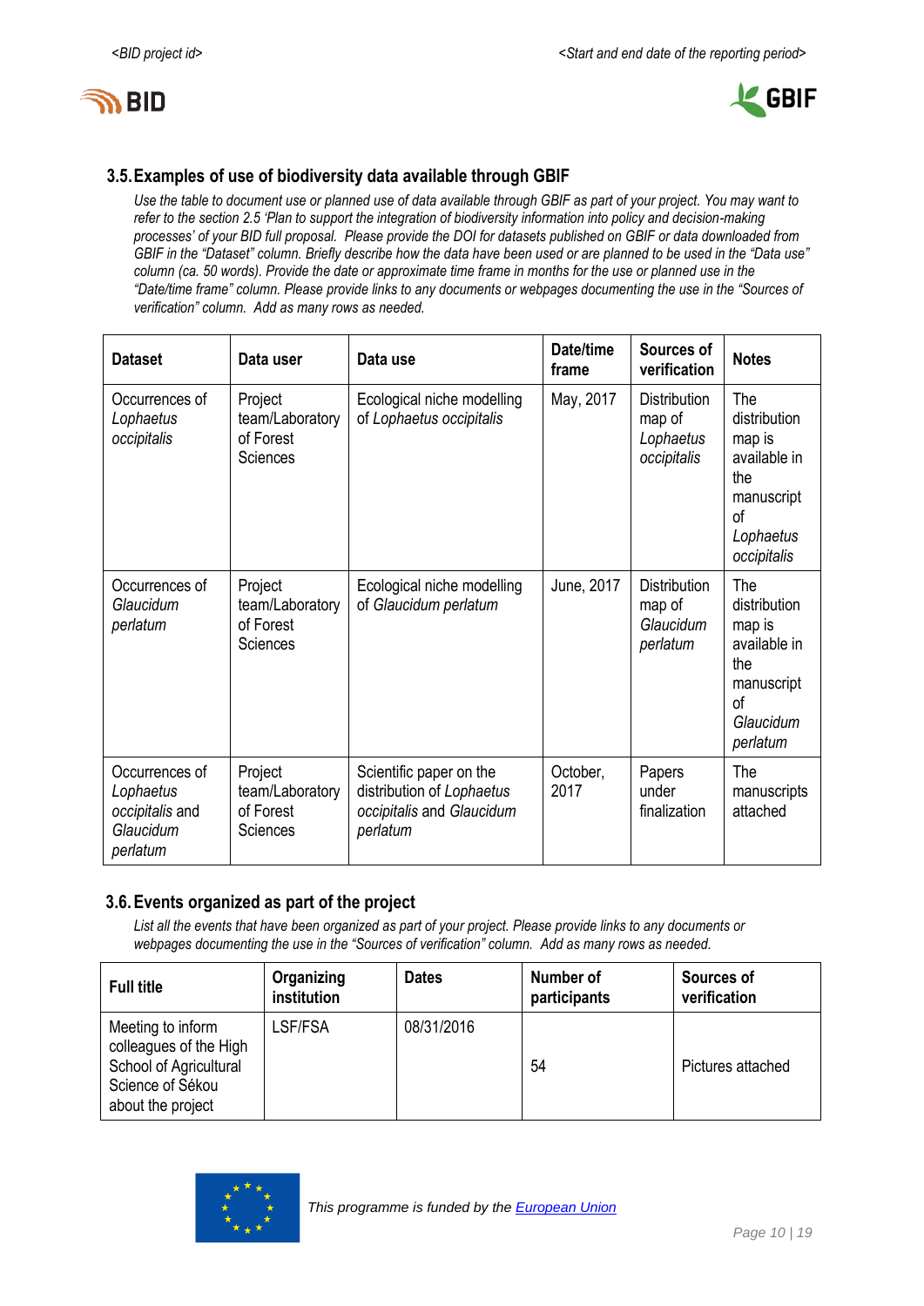### 3.5. Examples of use of biodiversity data available through GBIF

*Use the table to document use or planned use of data available through GBIF as part of your project. You may want to refer to the section 2.5 'Plan to support the integration of biodiversity information into policy and decision-making processes' of your BID full proposal. Please provide the DOI for datasets published on GBIF or data downloaded from GBIF in the "Dataset" column. Briefly describe how the data have been used or are planned to be used in the "Data use" column (ca. 50 words). Provide the date or approximate time frame in months for the use or planned use in the "Date/time frame" column. Please provide links to any documents or webpages documenting the use in the "Sources of verification" column. Add as many rows as needed.*

| Dataset | Data user | Data use | Date/time frame | Sources of verification | Notes |
|---|---|---|---|---|---|
| Occurrences of *Lophaetus occipitalis* | Project team/Laboratory of Forest Sciences | Ecological niche modelling of *Lophaetus occipitalis* | May, 2017 | Distribution map of *Lophaetus occipitalis* | The distribution map is available in the manuscript of *Lophaetus occipitalis* |
| Occurrences of *Glaucidum perlatum* | Project team/Laboratory of Forest Sciences | Ecological niche modelling of *Glaucidum perlatum* | June, 2017 | Distribution map of *Glaucidum perlatum* | The distribution map is available in the manuscript of *Glaucidum perlatum* |
| Occurrences of *Lophaetus occipitalis* and *Glaucidum perlatum* | Project team/Laboratory of Forest Sciences | Scientific paper on the distribution of *Lophaetus occipitalis* and *Glaucidum perlatum* | October, 2017 | Papers under finalization | The manuscripts attached |

### 3.6. Events organized as part of the project

*List all the events that have been organized as part of your project. Please provide links to any documents or webpages documenting the use in the "Sources of verification" column. Add as many rows as needed.*

| Full title | Organizing institution | Dates | Number of participants | Sources of verification |
|---|---|---|---|---|
| Meeting to inform colleagues of the High School of Agricultural Science of Sékou about the project | LSF/FSA | 08/31/2016 | 54 | Pictures attached |

*This programme is funded by the European Union*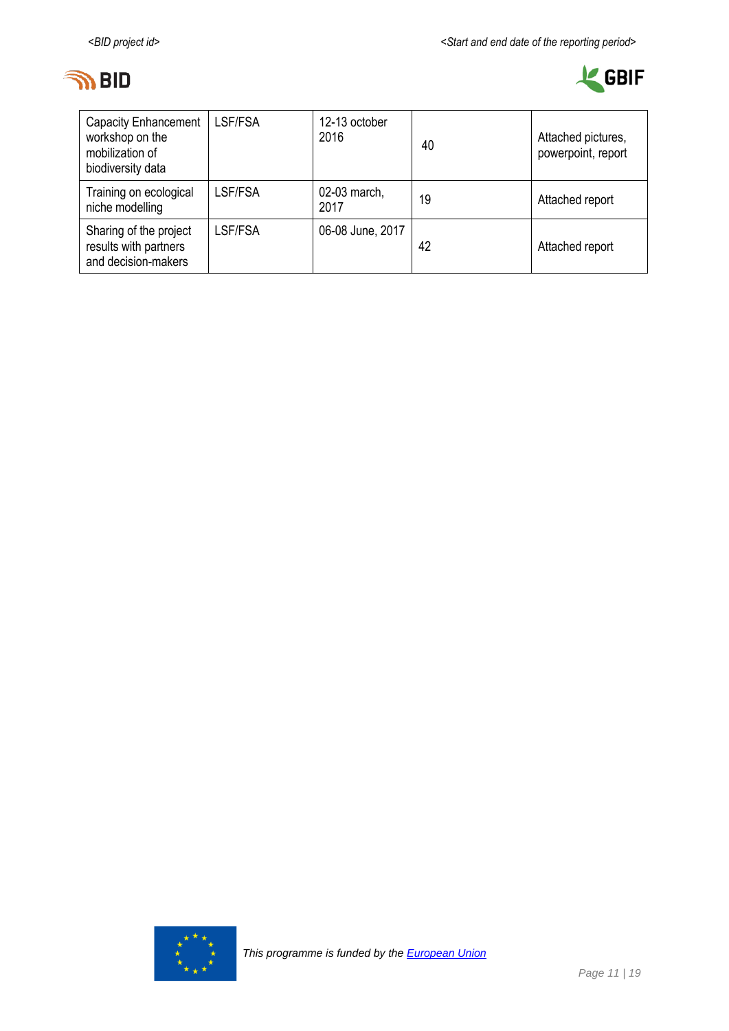| Capacity Enhancement workshop on the mobilization of biodiversity data | LSF/FSA | 12-13 october 2016 | 40 | Attached pictures, powerpoint, report |
|---|---|---|---|---|
| Training on ecological niche modelling | LSF/FSA | 02-03 march, 2017 | 19 | Attached report |
| Sharing of the project results with partners and decision-makers | LSF/FSA | 06-08 June, 2017 | 42 | Attached report |

*This programme is funded by the European Union*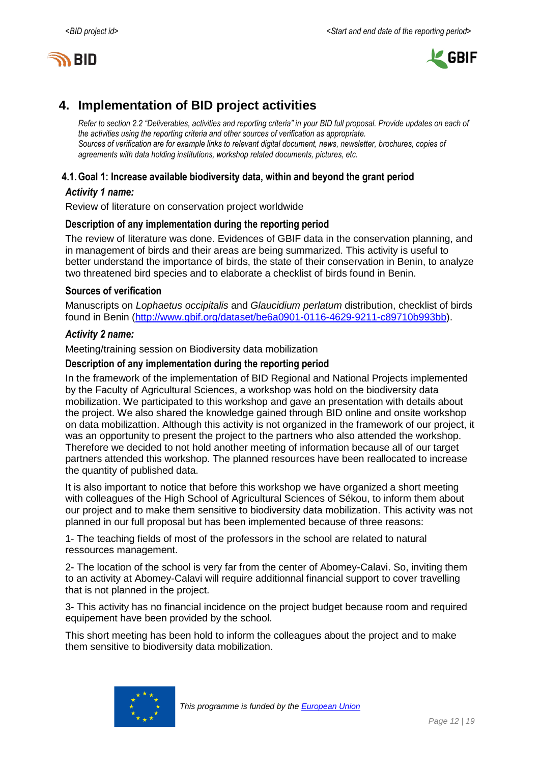## 4. Implementation of BID project activities

*Refer to section 2.2 "Deliverables, activities and reporting criteria" in your BID full proposal. Provide updates on each of the activities using the reporting criteria and other sources of verification as appropriate.*
*Sources of verification are for example links to relevant digital document, news, newsletter, brochures, copies of agreements with data holding institutions, workshop related documents, pictures, etc.*

### 4.1. Goal 1: Increase available biodiversity data, within and beyond the grant period

***Activity 1 name:***

Review of literature on conservation project worldwide

**Description of any implementation during the reporting period**

The review of literature was done. Evidences of GBIF data in the conservation planning, and in management of birds and their areas are being summarized. This activity is useful to better understand the importance of birds, the state of their conservation in Benin, to analyze two threatened bird species and to elaborate a checklist of birds found in Benin.

**Sources of verification**

Manuscripts on *Lophaetus occipitalis* and *Glaucidium perlatum* distribution, checklist of birds found in Benin (http://www.gbif.org/dataset/be6a0901-0116-4629-9211-c89710b993bb).

***Activity 2 name:***

Meeting/training session on Biodiversity data mobilization

**Description of any implementation during the reporting period**

In the framework of the implementation of BID Regional and National Projects implemented by the Faculty of Agricultural Sciences, a workshop was hold on the biodiversity data mobilization. We participated to this workshop and gave an presentation with details about the project. We also shared the knowledge gained through BID online and onsite workshop on data mobilizattion. Although this activity is not organized in the framework of our project, it was an opportunity to present the project to the partners who also attended the workshop. Therefore we decided to not hold another meeting of information because all of our target partners attended this workshop. The planned resources have been reallocated to increase the quantity of published data.

It is also important to notice that before this workshop we have organized a short meeting with colleagues of the High School of Agricultural Sciences of Sékou, to inform them about our project and to make them sensitive to biodiversity data mobilization. This activity was not planned in our full proposal but has been implemented because of three reasons:

1- The teaching fields of most of the professors in the school are related to natural ressources management.

2- The location of the school is very far from the center of Abomey-Calavi. So, inviting them to an activity at Abomey-Calavi will require additionnal financial support to cover travelling that is not planned in the project.

3- This activity has no financial incidence on the project budget because room and required equipement have been provided by the school.

This short meeting has been hold to inform the colleagues about the project and to make them sensitive to biodiversity data mobilization.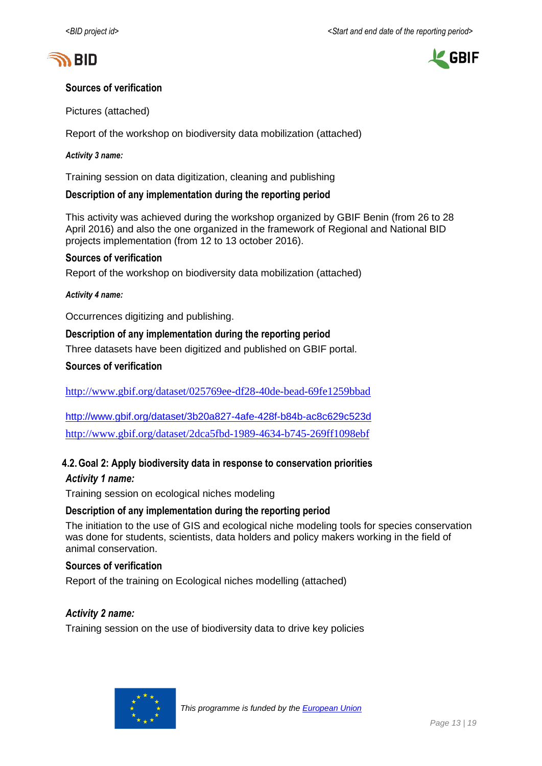**Sources of verification**

Pictures (attached)

Report of the workshop on biodiversity data mobilization (attached)

***Activity 3 name:***

Training session on data digitization, cleaning and publishing

**Description of any implementation during the reporting period**

This activity was achieved during the workshop organized by GBIF Benin (from 26 to 28 April 2016) and also the one organized in the framework of Regional and National BID projects implementation (from 12 to 13 october 2016).

**Sources of verification**

Report of the workshop on biodiversity data mobilization (attached)

***Activity 4 name:***

Occurrences digitizing and publishing.

**Description of any implementation during the reporting period**

Three datasets have been digitized and published on GBIF portal.

**Sources of verification**

http://www.gbif.org/dataset/025769ee-df28-40de-bead-69fe1259bbad

http://www.gbif.org/dataset/3b20a827-4afe-428f-b84b-ac8c629c523d

http://www.gbif.org/dataset/2dca5fbd-1989-4634-b745-269ff1098ebf

### 4.2. Goal 2: Apply biodiversity data in response to conservation priorities

***Activity 1 name:***

Training session on ecological niches modeling

**Description of any implementation during the reporting period**

The initiation to the use of GIS and ecological niche modeling tools for species conservation was done for students, scientists, data holders and policy makers working in the field of animal conservation.

**Sources of verification**

Report of the training on Ecological niches modelling (attached)

***Activity 2 name:***

Training session on the use of biodiversity data to drive key policies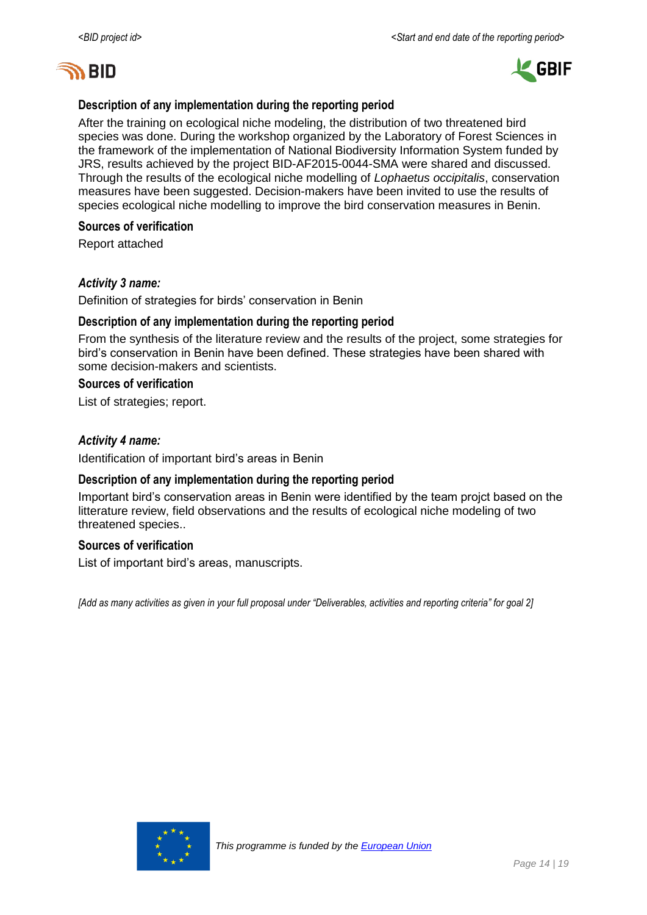### Description of any implementation during the reporting period

After the training on ecological niche modeling, the distribution of two threatened bird species was done. During the workshop organized by the Laboratory of Forest Sciences in the framework of the implementation of National Biodiversity Information System funded by JRS, results achieved by the project BID-AF2015-0044-SMA were shared and discussed. Through the results of the ecological niche modelling of *Lophaetus occipitalis*, conservation measures have been suggested. Decision-makers have been invited to use the results of species ecological niche modelling to improve the bird conservation measures in Benin.

### Sources of verification

Report attached

***Activity 3 name:***

Definition of strategies for birds' conservation in Benin

### Description of any implementation during the reporting period

From the synthesis of the literature review and the results of the project, some strategies for bird's conservation in Benin have been defined. These strategies have been shared with some decision-makers and scientists.

### Sources of verification

List of strategies; report.

***Activity 4 name:***

Identification of important bird's areas in Benin

### Description of any implementation during the reporting period

Important bird's conservation areas in Benin were identified by the team projct based on the litterature review, field observations and the results of ecological niche modeling of two threatened species..

### Sources of verification

List of important bird's areas, manuscripts.

*[Add as many activities as given in your full proposal under "Deliverables, activities and reporting criteria" for goal 2]*

*This programme is funded by the European Union*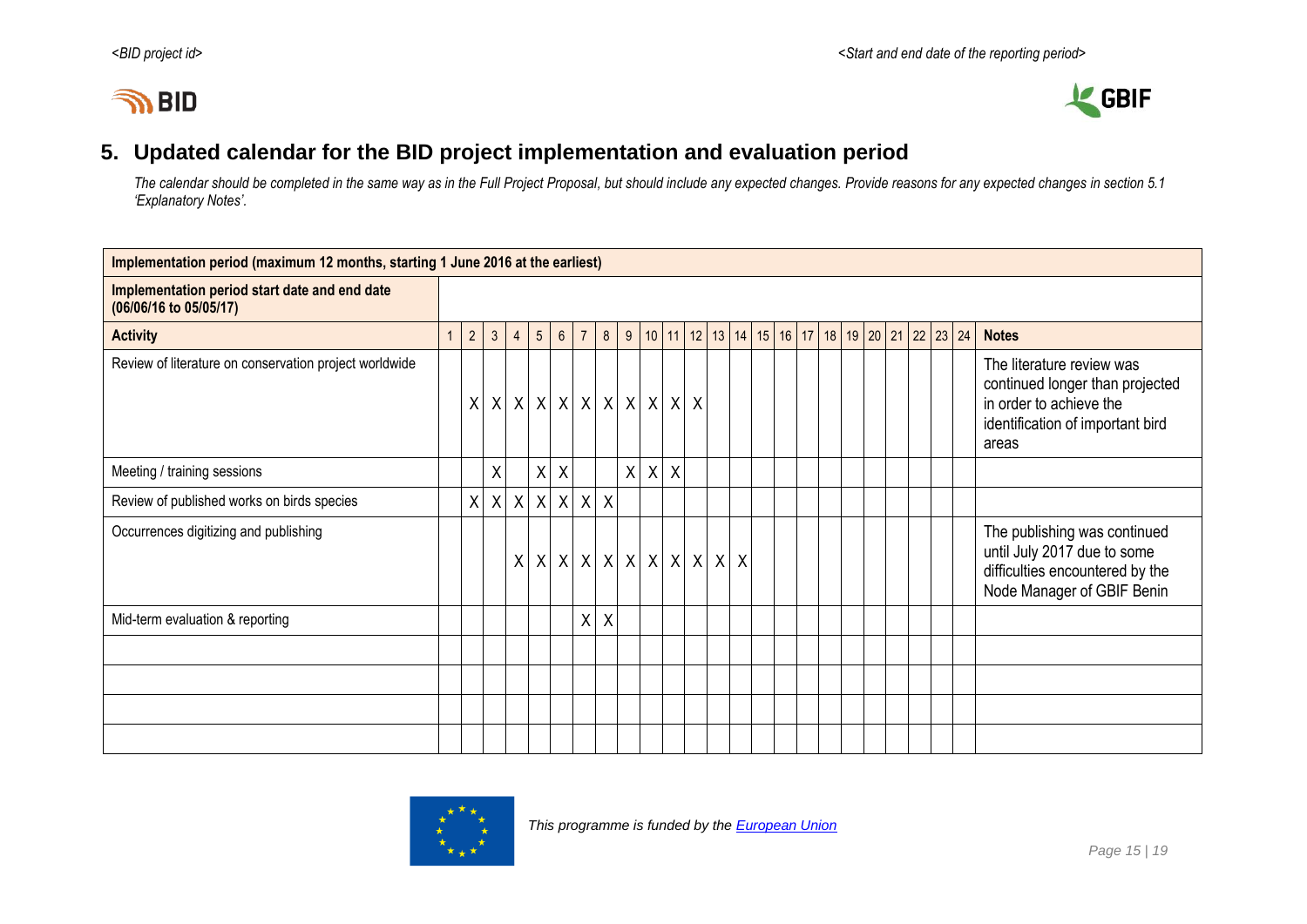## 5. Updated calendar for the BID project implementation and evaluation period

*The calendar should be completed in the same way as in the Full Project Proposal, but should include any expected changes. Provide reasons for any expected changes in section 5.1 'Explanatory Notes'.*

| **Implementation period (maximum 12 months, starting 1 June 2016 at the earliest)** | | | | | | | | | | | | | | | | | | | | | | | | | |
|---|---|---|---|---|---|---|---|---|---|---|---|---|---|---|---|---|---|---|---|---|---|---|---|---|---|
| **Implementation period start date and end date (06/06/16 to 05/05/17)** | | | | | | | | | | | | | | | | | | | | | | | | | |
| **Activity** | 1 | 2 | 3 | 4 | 5 | 6 | 7 | 8 | 9 | 10 | 11 | 12 | 13 | 14 | 15 | 16 | 17 | 18 | 19 | 20 | 21 | 22 | 23 | 24 | **Notes** |
| Review of literature on conservation project worldwide | | X | X | X | X | X | X | X | X | X | X | X | | | | | | | | | | | | | The literature review was continued longer than projected in order to achieve the identification of important bird areas |
| Meeting / training sessions | | | X | | X | X | | | X | X | X | | | | | | | | | | | | | | |
| Review of published works on birds species | | X | X | X | X | X | X | X | | | | | | | | | | | | | | | | | |
| Occurrences digitizing and publishing | | | | X | X | X | X | X | X | X | X | X | X | X | | | | | | | | | | | The publishing was continued until July 2017 due to some difficulties encountered by the Node Manager of GBIF Benin |
| Mid-term evaluation & reporting | | | | | | | X | X | | | | | | | | | | | | | | | | | |
| | | | | | | | | | | | | | | | | | | | | | | | | | |
| | | | | | | | | | | | | | | | | | | | | | | | | | |
| | | | | | | | | | | | | | | | | | | | | | | | | | |
| | | | | | | | | | | | | | | | | | | | | | | | | | |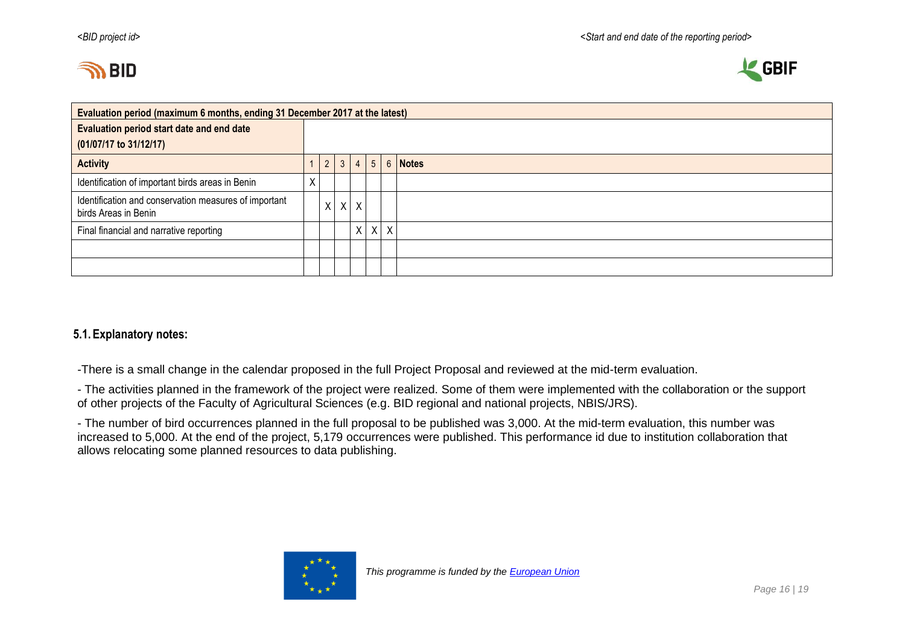| Evaluation period (maximum 6 months, ending 31 December 2017 at the latest) | | | | | | | |
|---|---|---|---|---|---|---|---|
| **Evaluation period start date and end date (01/07/17 to 31/12/17)** | | | | | | | |
| **Activity** | 1 | 2 | 3 | 4 | 5 | 6 | **Notes** |
| Identification of important birds areas in Benin | X | | | | | | |
| Identification and conservation measures of important birds Areas in Benin | | X | X | X | | | |
| Final financial and narrative reporting | | | | X | X | X | |
| | | | | | | | |
| | | | | | | | |

### 5.1. Explanatory notes:

-There is a small change in the calendar proposed in the full Project Proposal and reviewed at the mid-term evaluation.

- The activities planned in the framework of the project were realized. Some of them were implemented with the collaboration or the support of other projects of the Faculty of Agricultural Sciences (e.g. BID regional and national projects, NBIS/JRS).

- The number of bird occurrences planned in the full proposal to be published was 3,000. At the mid-term evaluation, this number was increased to 5,000. At the end of the project, 5,179 occurrences were published. This performance id due to institution collaboration that allows relocating some planned resources to data publishing.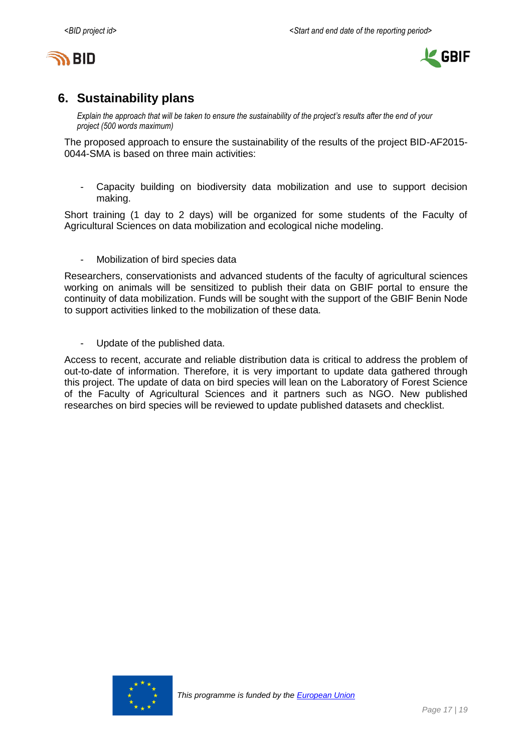## 6. Sustainability plans

*Explain the approach that will be taken to ensure the sustainability of the project's results after the end of your project (500 words maximum)*

The proposed approach to ensure the sustainability of the results of the project BID-AF2015-0044-SMA is based on three main activities:

- Capacity building on biodiversity data mobilization and use to support decision making.

Short training (1 day to 2 days) will be organized for some students of the Faculty of Agricultural Sciences on data mobilization and ecological niche modeling.

- Mobilization of bird species data

Researchers, conservationists and advanced students of the faculty of agricultural sciences working on animals will be sensitized to publish their data on GBIF portal to ensure the continuity of data mobilization. Funds will be sought with the support of the GBIF Benin Node to support activities linked to the mobilization of these data.

- Update of the published data.

Access to recent, accurate and reliable distribution data is critical to address the problem of out-to-date of information. Therefore, it is very important to update data gathered through this project. The update of data on bird species will lean on the Laboratory of Forest Science of the Faculty of Agricultural Sciences and it partners such as NGO. New published researches on bird species will be reviewed to update published datasets and checklist.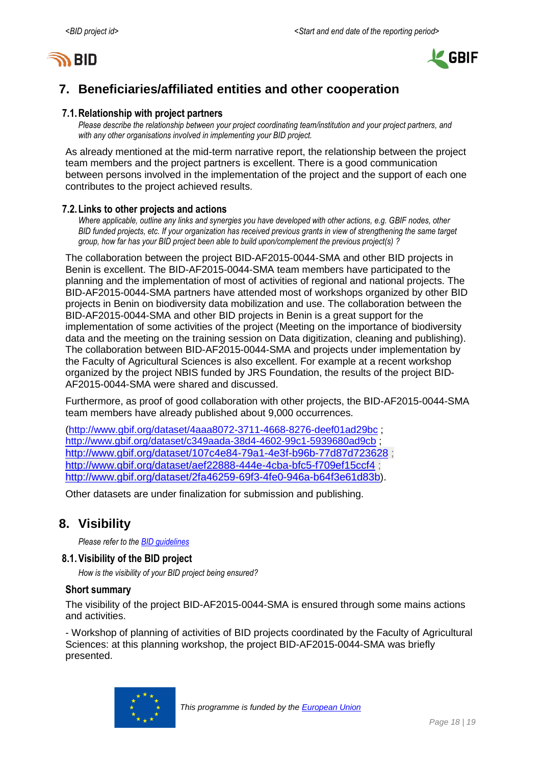## 7. Beneficiaries/affiliated entities and other cooperation

### 7.1. Relationship with project partners

*Please describe the relationship between your project coordinating team/institution and your project partners, and with any other organisations involved in implementing your BID project.*

As already mentioned at the mid-term narrative report, the relationship between the project team members and the project partners is excellent. There is a good communication between persons involved in the implementation of the project and the support of each one contributes to the project achieved results.

### 7.2. Links to other projects and actions

*Where applicable, outline any links and synergies you have developed with other actions, e.g. GBIF nodes, other BID funded projects, etc. If your organization has received previous grants in view of strengthening the same target group, how far has your BID project been able to build upon/complement the previous project(s) ?*

The collaboration between the project BID-AF2015-0044-SMA and other BID projects in Benin is excellent. The BID-AF2015-0044-SMA team members have participated to the planning and the implementation of most of activities of regional and national projects. The BID-AF2015-0044-SMA partners have attended most of workshops organized by other BID projects in Benin on biodiversity data mobilization and use. The collaboration between the BID-AF2015-0044-SMA and other BID projects in Benin is a great support for the implementation of some activities of the project (Meeting on the importance of biodiversity data and the meeting on the training session on Data digitization, cleaning and publishing). The collaboration between BID-AF2015-0044-SMA and projects under implementation by the Faculty of Agricultural Sciences is also excellent. For example at a recent workshop organized by the project NBIS funded by JRS Foundation, the results of the project BID-AF2015-0044-SMA were shared and discussed.

Furthermore, as proof of good collaboration with other projects, the BID-AF2015-0044-SMA team members have already published about 9,000 occurrences.

(http://www.gbif.org/dataset/4aaa8072-3711-4668-8276-deef01ad29bc ; http://www.gbif.org/dataset/c349aada-38d4-4602-99c1-5939680ad9cb ; http://www.gbif.org/dataset/107c4e84-79a1-4e3f-b96b-77d87d723628 ; http://www.gbif.org/dataset/aef22888-444e-4cba-bfc5-f709ef15ccf4 ; http://www.gbif.org/dataset/2fa46259-69f3-4fe0-946a-b64f3e61d83b).

Other datasets are under finalization for submission and publishing.

## 8. Visibility

*Please refer to the BID guidelines*

### 8.1. Visibility of the BID project

*How is the visibility of your BID project being ensured?*

**Short summary**

The visibility of the project BID-AF2015-0044-SMA is ensured through some mains actions and activities.

- Workshop of planning of activities of BID projects coordinated by the Faculty of Agricultural Sciences: at this planning workshop, the project BID-AF2015-0044-SMA was briefly presented.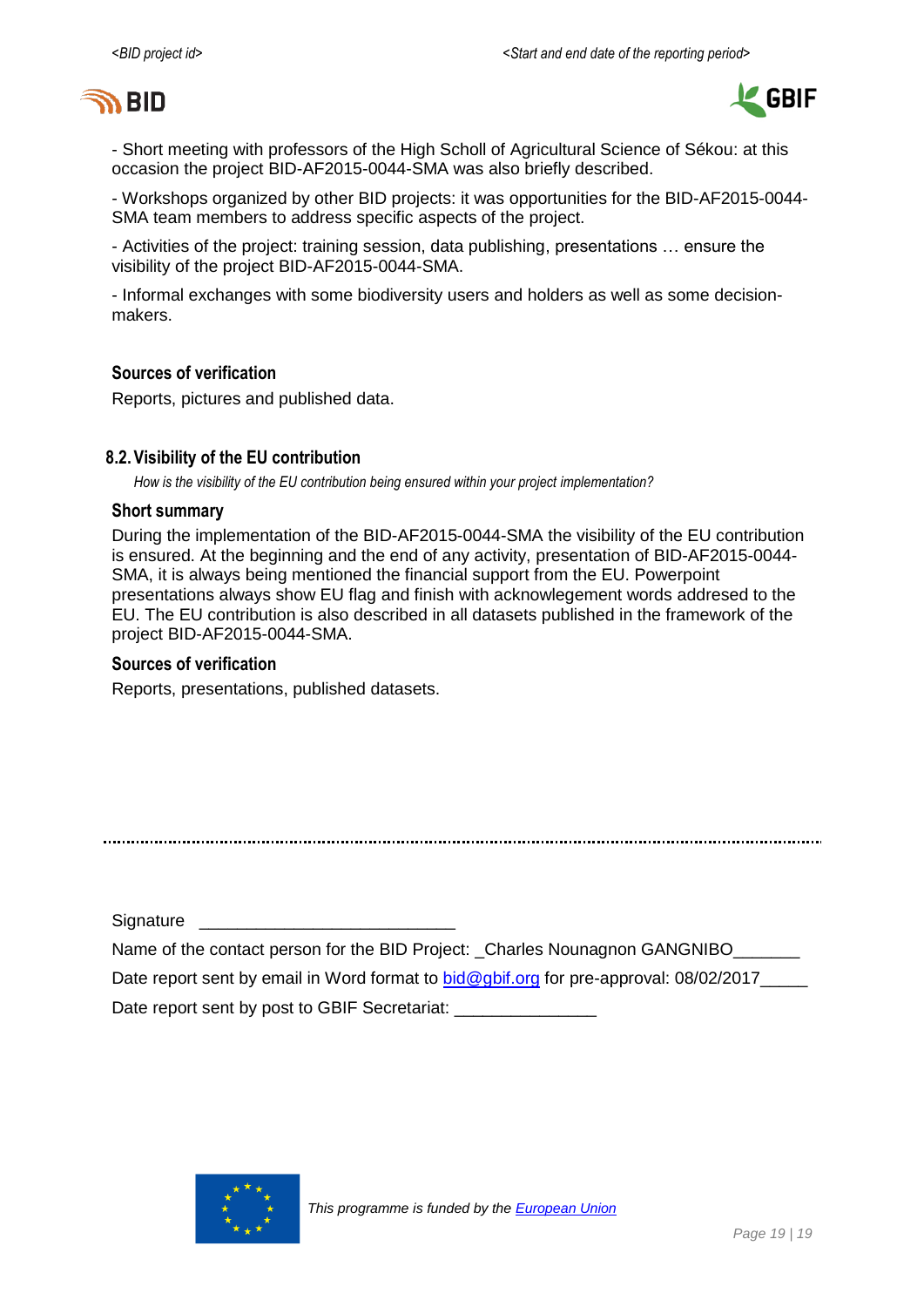- Short meeting with professors of the High Scholl of Agricultural Science of Sékou: at this occasion the project BID-AF2015-0044-SMA was also briefly described.

- Workshops organized by other BID projects: it was opportunities for the BID-AF2015-0044-SMA team members to address specific aspects of the project.

- Activities of the project: training session, data publishing, presentations … ensure the visibility of the project BID-AF2015-0044-SMA.

- Informal exchanges with some biodiversity users and holders as well as some decision-makers.

### Sources of verification

Reports, pictures and published data.

## 8.2. Visibility of the EU contribution

*How is the visibility of the EU contribution being ensured within your project implementation?*

### Short summary

During the implementation of the BID-AF2015-0044-SMA the visibility of the EU contribution is ensured. At the beginning and the end of any activity, presentation of BID-AF2015-0044-SMA, it is always being mentioned the financial support from the EU. Powerpoint presentations always show EU flag and finish with acknowlegement words addresed to the EU. The EU contribution is also described in all datasets published in the framework of the project BID-AF2015-0044-SMA.

### Sources of verification

Reports, presentations, published datasets.

---

Signature ___________________________

Name of the contact person for the BID Project: _Charles Nounagnon GANGNIBO_______

Date report sent by email in Word format to bid@gbif.org for pre-approval: 08/02/2017_____

Date report sent by post to GBIF Secretariat: _______________

*This programme is funded by the European Union*